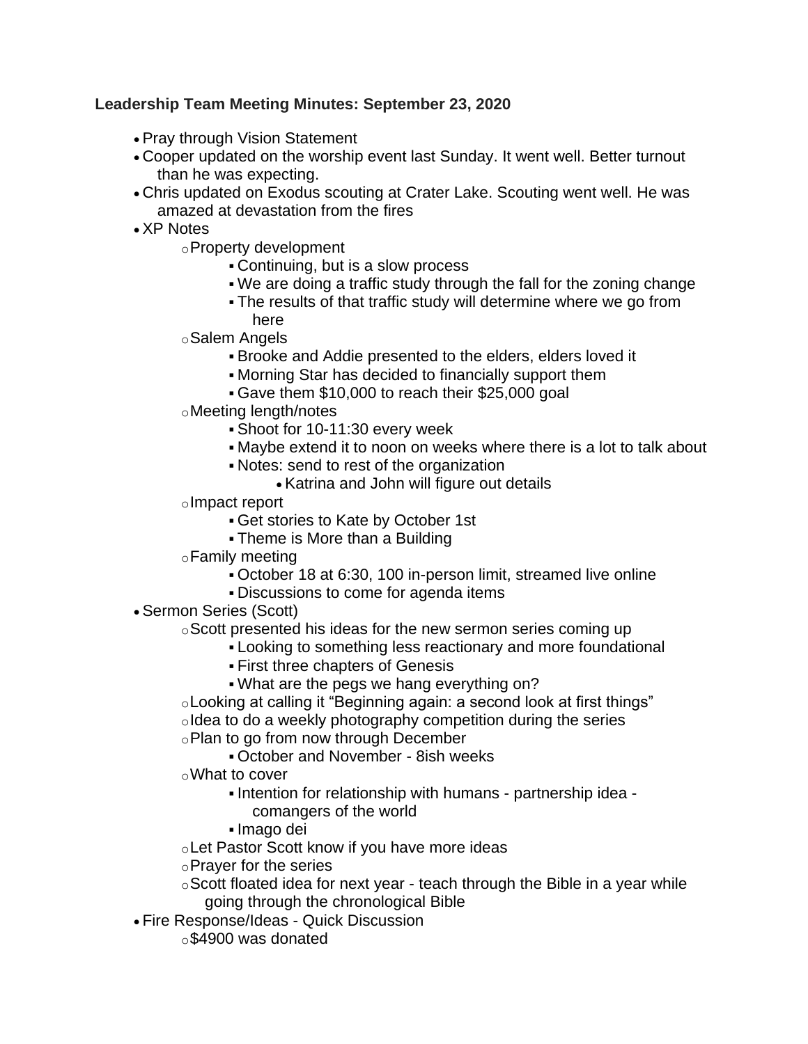**Leadership Team Meeting Minutes: September 23, 2020**

- Pray through Vision Statement
- Cooper updated on the worship event last Sunday. It went well. Better turnout than he was expecting.
- Chris updated on Exodus scouting at Crater Lake. Scouting went well. He was amazed at devastation from the fires
- XP Notes
    - Property development
        - Continuing, but is a slow process
        - We are doing a traffic study through the fall for the zoning change
        - The results of that traffic study will determine where we go from here
    - Salem Angels
        - Brooke and Addie presented to the elders, elders loved it
        - Morning Star has decided to financially support them
        - Gave them $10,000 to reach their $25,000 goal
    - Meeting length/notes
        - Shoot for 10-11:30 every week
        - Maybe extend it to noon on weeks where there is a lot to talk about
        - Notes: send to rest of the organization
            - Katrina and John will figure out details
    - Impact report
        - Get stories to Kate by October 1st
        - Theme is More than a Building
    - Family meeting
        - October 18 at 6:30, 100 in-person limit, streamed live online
        - Discussions to come for agenda items
- Sermon Series (Scott)
    - Scott presented his ideas for the new sermon series coming up
        - Looking to something less reactionary and more foundational
        - First three chapters of Genesis
        - What are the pegs we hang everything on?
    - Looking at calling it "Beginning again: a second look at first things"
    - Idea to do a weekly photography competition during the series
    - Plan to go from now through December
        - October and November - 8ish weeks
    - What to cover
        - Intention for relationship with humans - partnership idea - comangers of the world
        - Imago dei
    - Let Pastor Scott know if you have more ideas
    - Prayer for the series
    - Scott floated idea for next year - teach through the Bible in a year while going through the chronological Bible
- Fire Response/Ideas - Quick Discussion
    - $4900 was donated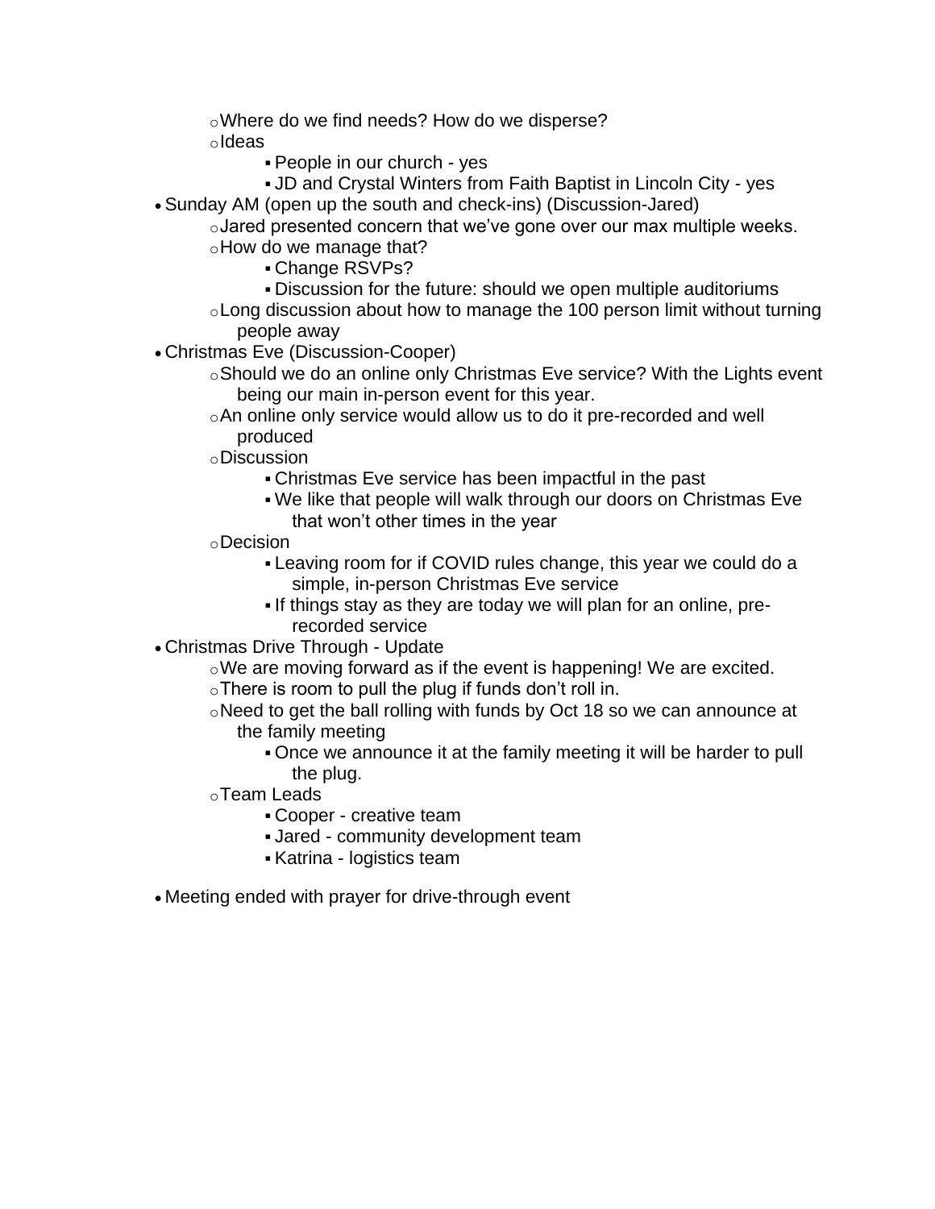- Where do we find needs? How do we disperse?
    - Ideas
        - People in our church - yes
        - JD and Crystal Winters from Faith Baptist in Lincoln City - yes
- Sunday AM (open up the south and check-ins) (Discussion-Jared)
    - Jared presented concern that we've gone over our max multiple weeks.
    - How do we manage that?
        - Change RSVPs?
        - Discussion for the future: should we open multiple auditoriums
    - Long discussion about how to manage the 100 person limit without turning people away
- Christmas Eve (Discussion-Cooper)
    - Should we do an online only Christmas Eve service? With the Lights event being our main in-person event for this year.
    - An online only service would allow us to do it pre-recorded and well produced
    - Discussion
        - Christmas Eve service has been impactful in the past
        - We like that people will walk through our doors on Christmas Eve that won't other times in the year
    - Decision
        - Leaving room for if COVID rules change, this year we could do a simple, in-person Christmas Eve service
        - If things stay as they are today we will plan for an online, pre-recorded service
- Christmas Drive Through - Update
    - We are moving forward as if the event is happening! We are excited.
    - There is room to pull the plug if funds don't roll in.
    - Need to get the ball rolling with funds by Oct 18 so we can announce at the family meeting
        - Once we announce it at the family meeting it will be harder to pull the plug.
    - Team Leads
        - Cooper - creative team
        - Jared - community development team
        - Katrina - logistics team

- Meeting ended with prayer for drive-through event